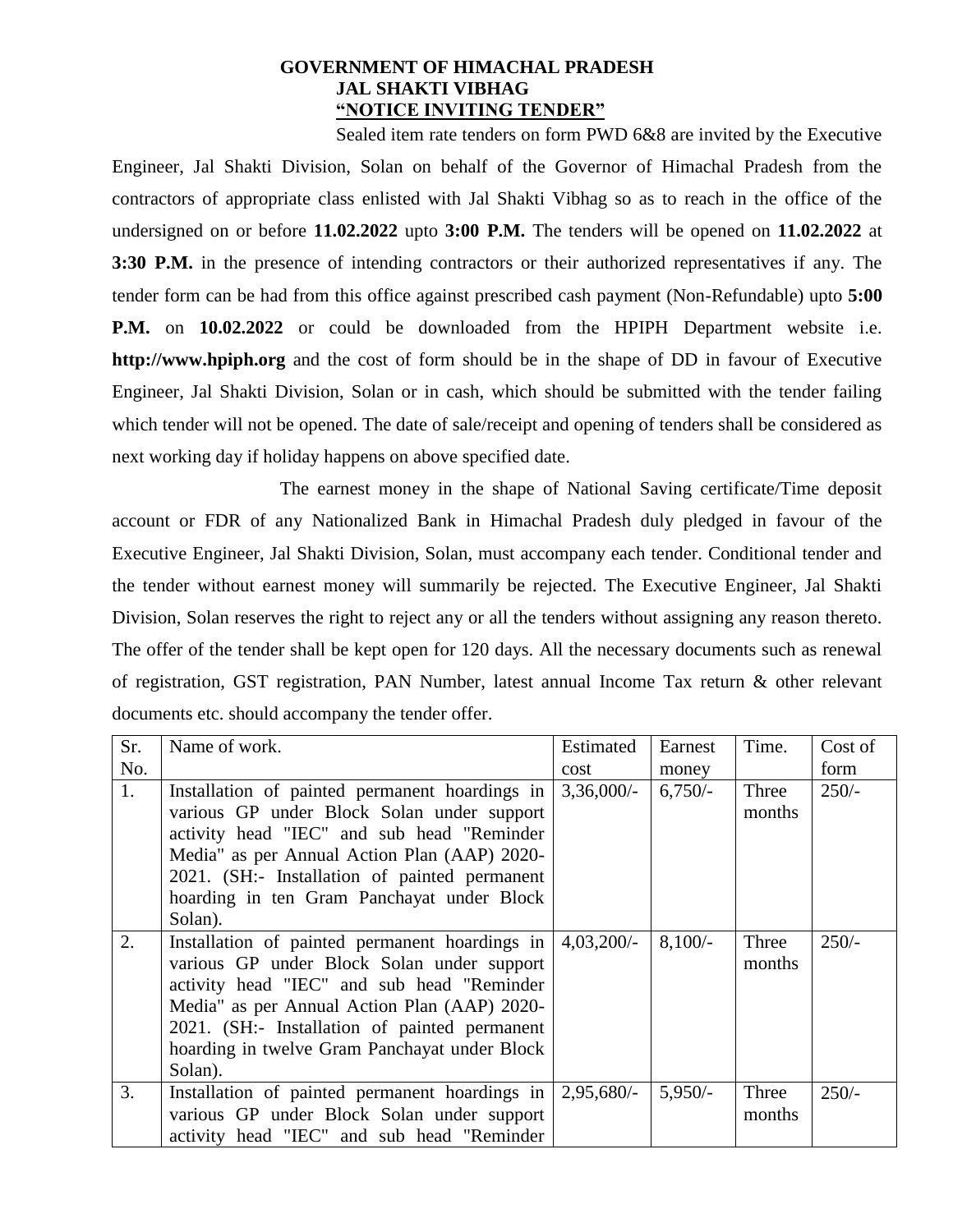# GOVERNMENT OF HIMACHAL PRADESH
## JAL SHAKTI VIBHAG
## "NOTICE INVITING TENDER"

Sealed item rate tenders on form PWD 6&8 are invited by the Executive Engineer, Jal Shakti Division, Solan on behalf of the Governor of Himachal Pradesh from the contractors of appropriate class enlisted with Jal Shakti Vibhag so as to reach in the office of the undersigned on or before **11.02.2022** upto **3:00 P.M.** The tenders will be opened on **11.02.2022** at **3:30 P.M.** in the presence of intending contractors or their authorized representatives if any. The tender form can be had from this office against prescribed cash payment (Non-Refundable) upto **5:00 P.M.** on **10.02.2022** or could be downloaded from the HPIPH Department website i.e. **http://www.hpiph.org** and the cost of form should be in the shape of DD in favour of Executive Engineer, Jal Shakti Division, Solan or in cash, which should be submitted with the tender failing which tender will not be opened. The date of sale/receipt and opening of tenders shall be considered as next working day if holiday happens on above specified date.

The earnest money in the shape of National Saving certificate/Time deposit account or FDR of any Nationalized Bank in Himachal Pradesh duly pledged in favour of the Executive Engineer, Jal Shakti Division, Solan, must accompany each tender. Conditional tender and the tender without earnest money will summarily be rejected. The Executive Engineer, Jal Shakti Division, Solan reserves the right to reject any or all the tenders without assigning any reason thereto. The offer of the tender shall be kept open for 120 days. All the necessary documents such as renewal of registration, GST registration, PAN Number, latest annual Income Tax return & other relevant documents etc. should accompany the tender offer.

| Sr. No. | Name of work. | Estimated cost | Earnest money | Time. | Cost of form |
|---|---|---|---|---|---|
| 1. | Installation of painted permanent hoardings in various GP under Block Solan under support activity head "IEC" and sub head "Reminder Media" as per Annual Action Plan (AAP) 2020-2021. (SH:- Installation of painted permanent hoarding in ten Gram Panchayat under Block Solan). | 3,36,000/- | 6,750/- | Three months | 250/- |
| 2. | Installation of painted permanent hoardings in various GP under Block Solan under support activity head "IEC" and sub head "Reminder Media" as per Annual Action Plan (AAP) 2020-2021. (SH:- Installation of painted permanent hoarding in twelve Gram Panchayat under Block Solan). | 4,03,200/- | 8,100/- | Three months | 250/- |
| 3. | Installation of painted permanent hoardings in various GP under Block Solan under support activity head "IEC" and sub head "Reminder | 2,95,680/- | 5,950/- | Three months | 250/- |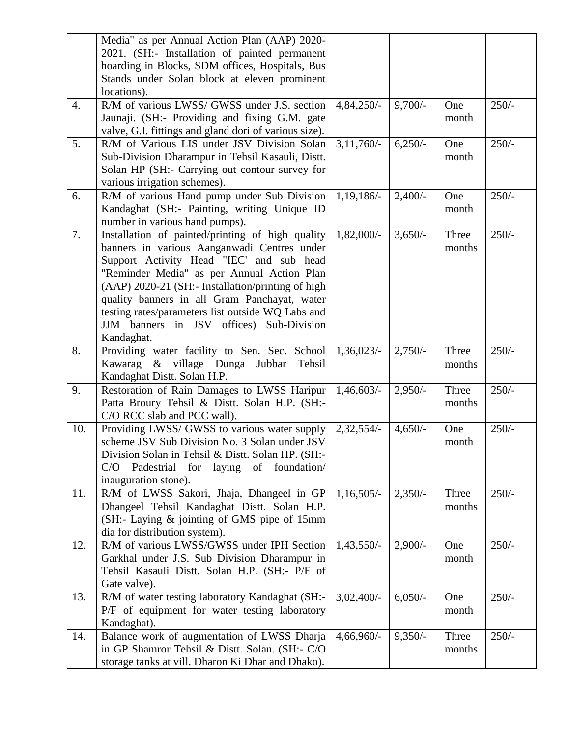| | | | | | |
|---|---|---|---|---|---|
| | Media" as per Annual Action Plan (AAP) 2020-2021. (SH:- Installation of painted permanent hoarding in Blocks, SDM offices, Hospitals, Bus Stands under Solan block at eleven prominent locations). | | | | |
| 4. | R/M of various LWSS/ GWSS under J.S. section Jaunaji. (SH:- Providing and fixing G.M. gate valve, G.I. fittings and gland dori of various size). | 4,84,250/- | 9,700/- | One month | 250/- |
| 5. | R/M of Various LIS under JSV Division Solan Sub-Division Dharampur in Tehsil Kasauli, Distt. Solan HP (SH:- Carrying out contour survey for various irrigation schemes). | 3,11,760/- | 6,250/- | One month | 250/- |
| 6. | R/M of various Hand pump under Sub Division Kandaghat (SH:- Painting, writing Unique ID number in various hand pumps). | 1,19,186/- | 2,400/- | One month | 250/- |
| 7. | Installation of painted/printing of high quality banners in various Aanganwadi Centres under Support Activity Head "IEC' and sub head "Reminder Media" as per Annual Action Plan (AAP) 2020-21 (SH:- Installation/printing of high quality banners in all Gram Panchayat, water testing rates/parameters list outside WQ Labs and JJM banners in JSV offices) Sub-Division Kandaghat. | 1,82,000/- | 3,650/- | Three months | 250/- |
| 8. | Providing water facility to Sen. Sec. School Kawarag & village Dunga Jubbar Tehsil Kandaghat Distt. Solan H.P. | 1,36,023/- | 2,750/- | Three months | 250/- |
| 9. | Restoration of Rain Damages to LWSS Haripur Patta Broury Tehsil & Distt. Solan H.P. (SH:- C/O RCC slab and PCC wall). | 1,46,603/- | 2,950/- | Three months | 250/- |
| 10. | Providing LWSS/ GWSS to various water supply scheme JSV Sub Division No. 3 Solan under JSV Division Solan in Tehsil & Distt. Solan HP. (SH:- C/O Padestrial for laying of foundation/ inauguration stone). | 2,32,554/- | 4,650/- | One month | 250/- |
| 11. | R/M of LWSS Sakori, Jhaja, Dhangeel in GP Dhangeel Tehsil Kandaghat Distt. Solan H.P. (SH:- Laying & jointing of GMS pipe of 15mm dia for distribution system). | 1,16,505/- | 2,350/- | Three months | 250/- |
| 12. | R/M of various LWSS/GWSS under IPH Section Garkhal under J.S. Sub Division Dharampur in Tehsil Kasauli Distt. Solan H.P. (SH:- P/F of Gate valve). | 1,43,550/- | 2,900/- | One month | 250/- |
| 13. | R/M of water testing laboratory Kandaghat (SH:- P/F of equipment for water testing laboratory Kandaghat). | 3,02,400/- | 6,050/- | One month | 250/- |
| 14. | Balance work of augmentation of LWSS Dharja in GP Shamror Tehsil & Distt. Solan. (SH:- C/O storage tanks at vill. Dharon Ki Dhar and Dhako). | 4,66,960/- | 9,350/- | Three months | 250/- |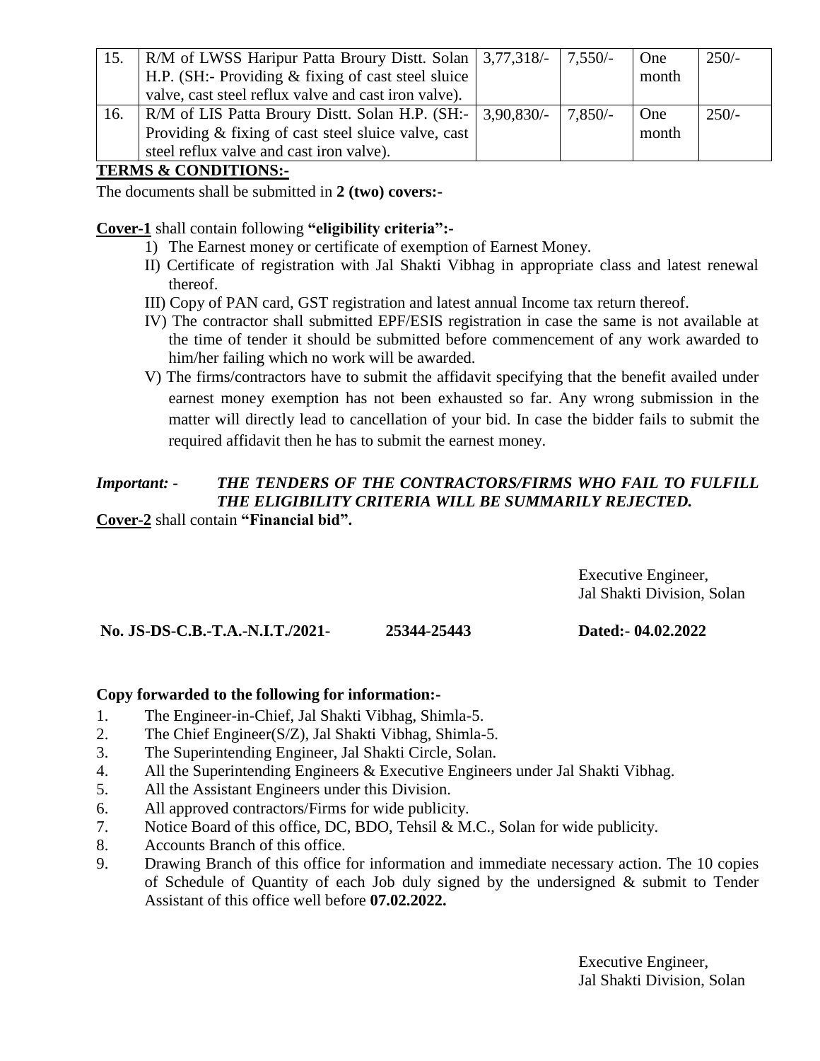| | | | | | |
|---|---|---|---|---|---|
| 15. | R/M of LWSS Haripur Patta Broury Distt. Solan H.P. (SH:- Providing & fixing of cast steel sluice valve, cast steel reflux valve and cast iron valve). | 3,77,318/- | 7,550/- | One month | 250/- |
| 16. | R/M of LIS Patta Broury Distt. Solan H.P. (SH:- Providing & fixing of cast steel sluice valve, cast steel reflux valve and cast iron valve). | 3,90,830/- | 7,850/- | One month | 250/- |

**TERMS & CONDITIONS:-**

The documents shall be submitted in **2 (two) covers:-**

**Cover-1** shall contain following **"eligibility criteria":-**

1) The Earnest money or certificate of exemption of Earnest Money.

II) Certificate of registration with Jal Shakti Vibhag in appropriate class and latest renewal thereof.

III) Copy of PAN card, GST registration and latest annual Income tax return thereof.

IV) The contractor shall submitted EPF/ESIS registration in case the same is not available at the time of tender it should be submitted before commencement of any work awarded to him/her failing which no work will be awarded.

V) The firms/contractors have to submit the affidavit specifying that the benefit availed under earnest money exemption has not been exhausted so far. Any wrong submission in the matter will directly lead to cancellation of your bid. In case the bidder fails to submit the required affidavit then he has to submit the earnest money.

***Important: -*** ***THE TENDERS OF THE CONTRACTORS/FIRMS WHO FAIL TO FULFILL THE ELIGIBILITY CRITERIA WILL BE SUMMARILY REJECTED.***

**Cover-2** shall contain **"Financial bid".**

Executive Engineer,
Jal Shakti Division, Solan

**No. JS-DS-C.B.-T.A.-N.I.T./2021- 25344-25443 Dated:- 04.02.2022**

**Copy forwarded to the following for information:-**

1. The Engineer-in-Chief, Jal Shakti Vibhag, Shimla-5.
2. The Chief Engineer(S/Z), Jal Shakti Vibhag, Shimla-5.
3. The Superintending Engineer, Jal Shakti Circle, Solan.
4. All the Superintending Engineers & Executive Engineers under Jal Shakti Vibhag.
5. All the Assistant Engineers under this Division.
6. All approved contractors/Firms for wide publicity.
7. Notice Board of this office, DC, BDO, Tehsil & M.C., Solan for wide publicity.
8. Accounts Branch of this office.
9. Drawing Branch of this office for information and immediate necessary action. The 10 copies of Schedule of Quantity of each Job duly signed by the undersigned & submit to Tender Assistant of this office well before **07.02.2022.**

Executive Engineer,
Jal Shakti Division, Solan